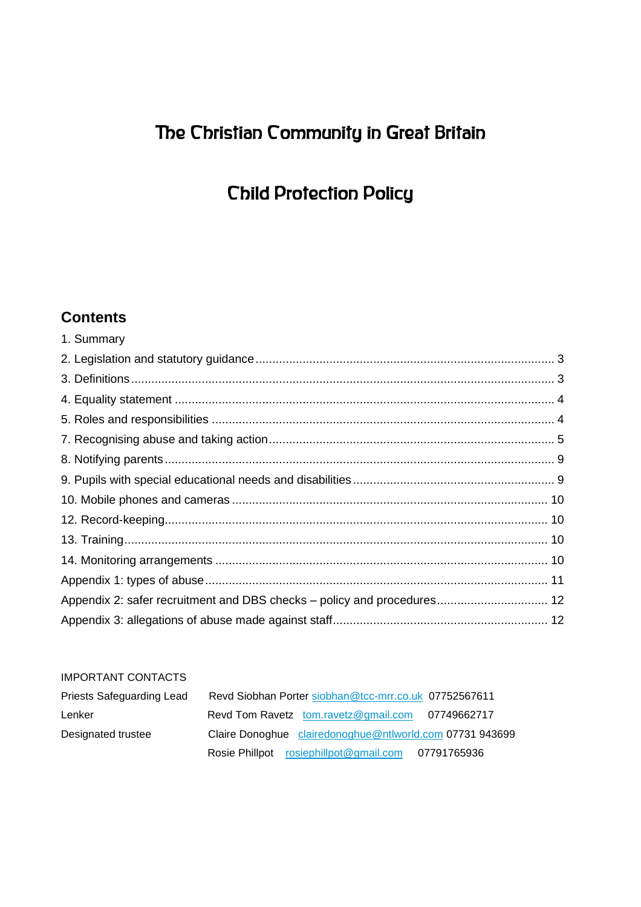# The Christian Community in Great Britain

# Child Protection Policy

## Contents

1. Summary
2. Legislation and statutory guidance ........................................ 3
3. Definitions ........................................ 3
4. Equality statement ........................................ 4
5. Roles and responsibilities ........................................ 4
7. Recognising abuse and taking action ........................................ 5
8. Notifying parents ........................................ 9
9. Pupils with special educational needs and disabilities ........................................ 9
10. Mobile phones and cameras ........................................ 10
12. Record-keeping ........................................ 10
13. Training ........................................ 10
14. Monitoring arrangements ........................................ 10

Appendix 1: types of abuse ........................................ 11
Appendix 2: safer recruitment and DBS checks – policy and procedures ........................................ 12
Appendix 3: allegations of abuse made against staff ........................................ 12

IMPORTANT CONTACTS

| | | | |
|---|---|---|---|
| Priests Safeguarding Lead | Revd Siobhan Porter | siobhan@tcc-mrr.co.uk | 07752567611 |
| Lenker | Revd Tom Ravetz | tom.ravetz@gmail.com | 07749662717 |
| Designated trustee | Claire Donoghue | clairedonoghue@ntlworld.com | 07731 943699 |
| | Rosie Phillpot | rosiephillpot@gmail.com | 07791765936 |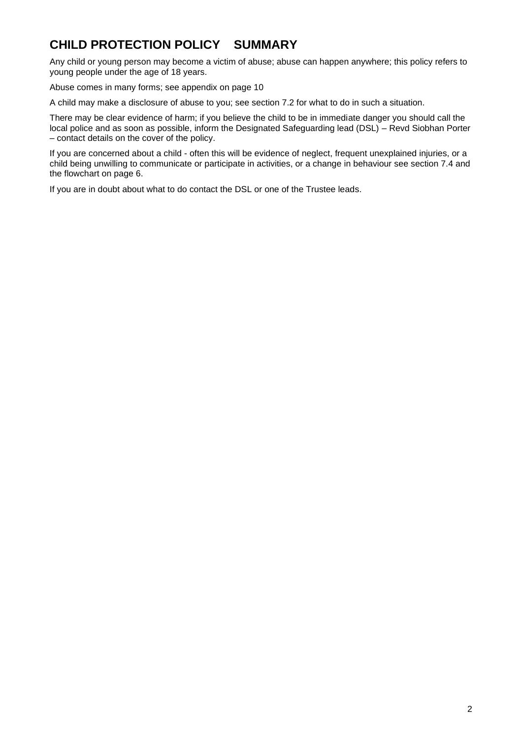# CHILD PROTECTION POLICY SUMMARY

Any child or young person may become a victim of abuse; abuse can happen anywhere; this policy refers to young people under the age of 18 years.

Abuse comes in many forms; see appendix on page 10

A child may make a disclosure of abuse to you; see section 7.2 for what to do in such a situation.

There may be clear evidence of harm; if you believe the child to be in immediate danger you should call the local police and as soon as possible, inform the Designated Safeguarding lead (DSL) – Revd Siobhan Porter – contact details on the cover of the policy.

If you are concerned about a child - often this will be evidence of neglect, frequent unexplained injuries, or a child being unwilling to communicate or participate in activities, or a change in behaviour see section 7.4 and the flowchart on page 6.

If you are in doubt about what to do contact the DSL or one of the Trustee leads.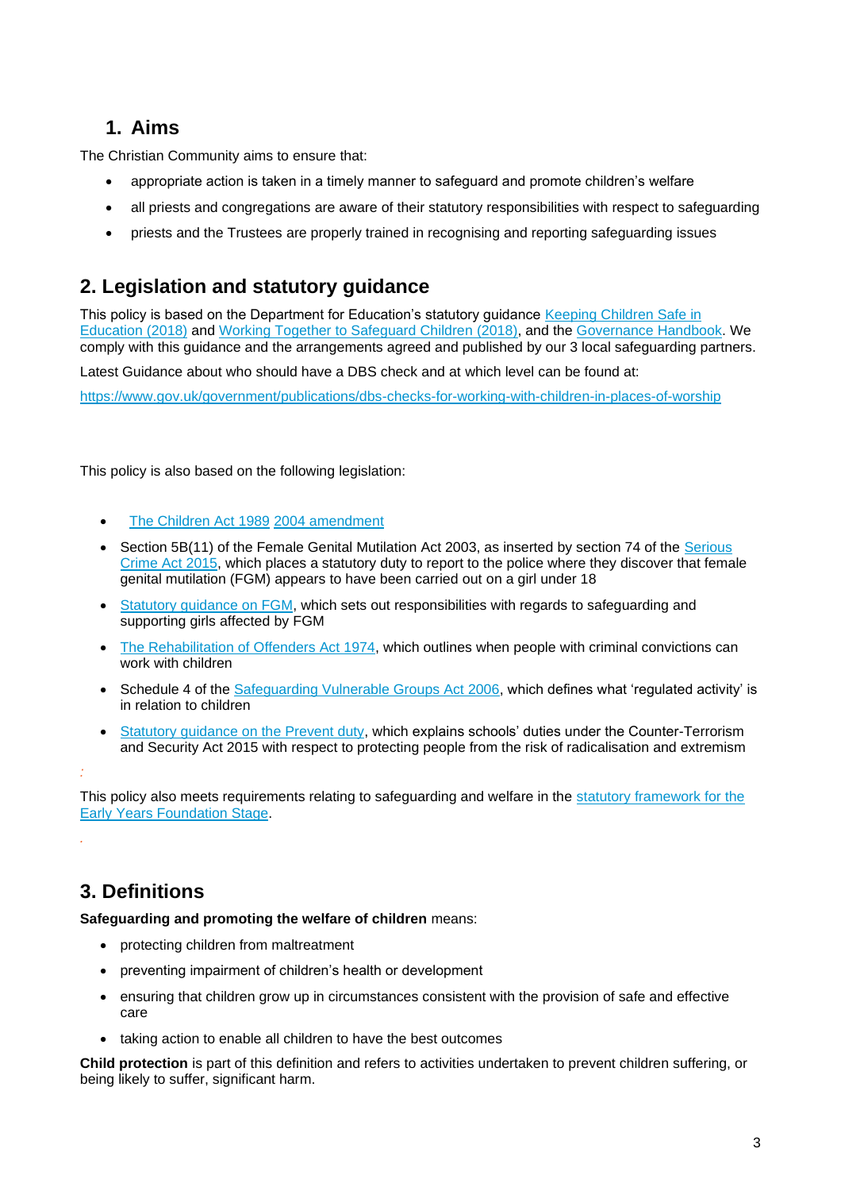## 1. Aims

The Christian Community aims to ensure that:

- appropriate action is taken in a timely manner to safeguard and promote children's welfare
- all priests and congregations are aware of their statutory responsibilities with respect to safeguarding
- priests and the Trustees are properly trained in recognising and reporting safeguarding issues

## 2. Legislation and statutory guidance

This policy is based on the Department for Education's statutory guidance Keeping Children Safe in Education (2018) and Working Together to Safeguard Children (2018), and the Governance Handbook. We comply with this guidance and the arrangements agreed and published by our 3 local safeguarding partners.

Latest Guidance about who should have a DBS check and at which level can be found at:

https://www.gov.uk/government/publications/dbs-checks-for-working-with-children-in-places-of-worship

This policy is also based on the following legislation:

- The Children Act 1989 2004 amendment
- Section 5B(11) of the Female Genital Mutilation Act 2003, as inserted by section 74 of the Serious Crime Act 2015, which places a statutory duty to report to the police where they discover that female genital mutilation (FGM) appears to have been carried out on a girl under 18
- Statutory guidance on FGM, which sets out responsibilities with regards to safeguarding and supporting girls affected by FGM
- The Rehabilitation of Offenders Act 1974, which outlines when people with criminal convictions can work with children
- Schedule 4 of the Safeguarding Vulnerable Groups Act 2006, which defines what 'regulated activity' is in relation to children
- Statutory guidance on the Prevent duty, which explains schools' duties under the Counter-Terrorism and Security Act 2015 with respect to protecting people from the risk of radicalisation and extremism

:

This policy also meets requirements relating to safeguarding and welfare in the statutory framework for the Early Years Foundation Stage.

.

## 3. Definitions

**Safeguarding and promoting the welfare of children** means:

- protecting children from maltreatment
- preventing impairment of children's health or development
- ensuring that children grow up in circumstances consistent with the provision of safe and effective care
- taking action to enable all children to have the best outcomes

**Child protection** is part of this definition and refers to activities undertaken to prevent children suffering, or being likely to suffer, significant harm.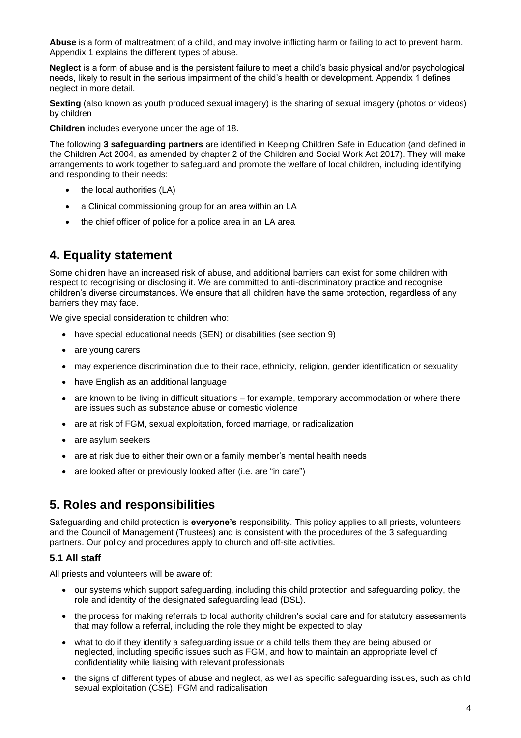**Abuse** is a form of maltreatment of a child, and may involve inflicting harm or failing to act to prevent harm. Appendix 1 explains the different types of abuse.

**Neglect** is a form of abuse and is the persistent failure to meet a child's basic physical and/or psychological needs, likely to result in the serious impairment of the child's health or development. Appendix 1 defines neglect in more detail.

**Sexting** (also known as youth produced sexual imagery) is the sharing of sexual imagery (photos or videos) by children

**Children** includes everyone under the age of 18.

The following **3 safeguarding partners** are identified in Keeping Children Safe in Education (and defined in the Children Act 2004, as amended by chapter 2 of the Children and Social Work Act 2017). They will make arrangements to work together to safeguard and promote the welfare of local children, including identifying and responding to their needs:

- the local authorities (LA)
- a Clinical commissioning group for an area within an LA
- the chief officer of police for a police area in an LA area

## 4. Equality statement

Some children have an increased risk of abuse, and additional barriers can exist for some children with respect to recognising or disclosing it. We are committed to anti-discriminatory practice and recognise children's diverse circumstances. We ensure that all children have the same protection, regardless of any barriers they may face.

We give special consideration to children who:

- have special educational needs (SEN) or disabilities (see section 9)
- are young carers
- may experience discrimination due to their race, ethnicity, religion, gender identification or sexuality
- have English as an additional language
- are known to be living in difficult situations – for example, temporary accommodation or where there are issues such as substance abuse or domestic violence
- are at risk of FGM, sexual exploitation, forced marriage, or radicalization
- are asylum seekers
- are at risk due to either their own or a family member's mental health needs
- are looked after or previously looked after (i.e. are "in care")

## 5. Roles and responsibilities

Safeguarding and child protection is **everyone's** responsibility. This policy applies to all priests, volunteers and the Council of Management (Trustees) and is consistent with the procedures of the 3 safeguarding partners. Our policy and procedures apply to church and off-site activities.

### 5.1 All staff

All priests and volunteers will be aware of:

- our systems which support safeguarding, including this child protection and safeguarding policy, the role and identity of the designated safeguarding lead (DSL).
- the process for making referrals to local authority children's social care and for statutory assessments that may follow a referral, including the role they might be expected to play
- what to do if they identify a safeguarding issue or a child tells them they are being abused or neglected, including specific issues such as FGM, and how to maintain an appropriate level of confidentiality while liaising with relevant professionals
- the signs of different types of abuse and neglect, as well as specific safeguarding issues, such as child sexual exploitation (CSE), FGM and radicalisation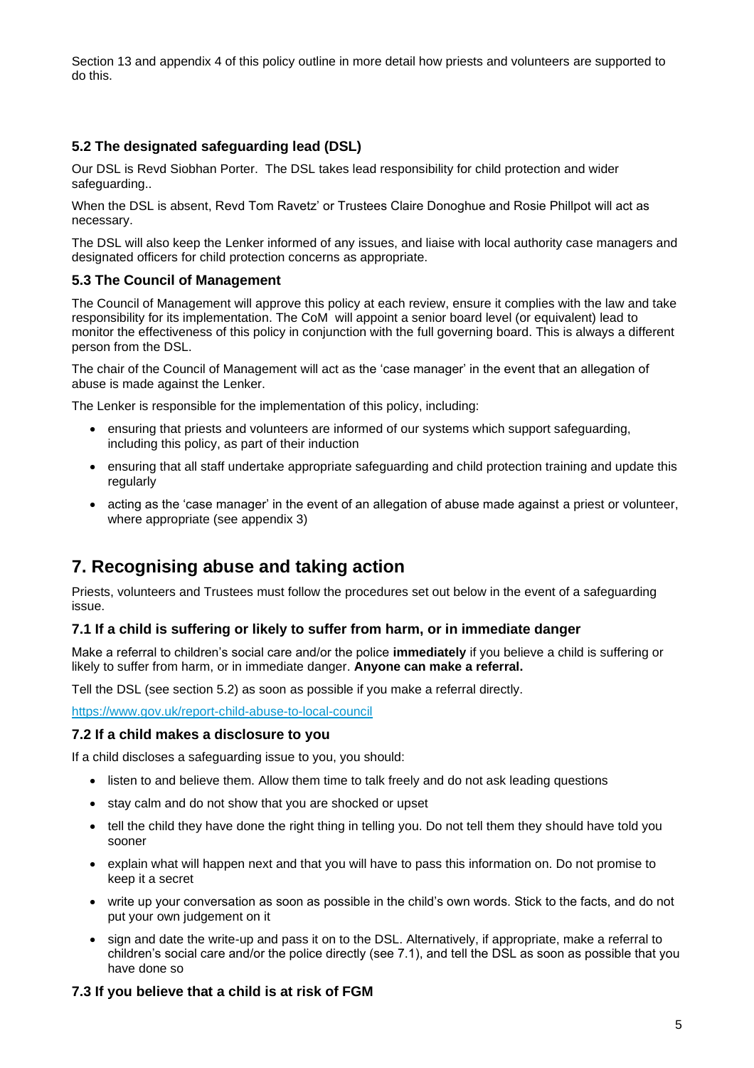Section 13 and appendix 4 of this policy outline in more detail how priests and volunteers are supported to do this.

### 5.2 The designated safeguarding lead (DSL)

Our DSL is Revd Siobhan Porter. The DSL takes lead responsibility for child protection and wider safeguarding..

When the DSL is absent, Revd Tom Ravetz' or Trustees Claire Donoghue and Rosie Phillpot will act as necessary.

The DSL will also keep the Lenker informed of any issues, and liaise with local authority case managers and designated officers for child protection concerns as appropriate.

### 5.3 The Council of Management

The Council of Management will approve this policy at each review, ensure it complies with the law and take responsibility for its implementation. The CoM will appoint a senior board level (or equivalent) lead to monitor the effectiveness of this policy in conjunction with the full governing board. This is always a different person from the DSL.

The chair of the Council of Management will act as the 'case manager' in the event that an allegation of abuse is made against the Lenker.

The Lenker is responsible for the implementation of this policy, including:

- ensuring that priests and volunteers are informed of our systems which support safeguarding, including this policy, as part of their induction
- ensuring that all staff undertake appropriate safeguarding and child protection training and update this regularly
- acting as the 'case manager' in the event of an allegation of abuse made against a priest or volunteer, where appropriate (see appendix 3)

## 7. Recognising abuse and taking action

Priests, volunteers and Trustees must follow the procedures set out below in the event of a safeguarding issue.

### 7.1 If a child is suffering or likely to suffer from harm, or in immediate danger

Make a referral to children's social care and/or the police **immediately** if you believe a child is suffering or likely to suffer from harm, or in immediate danger. **Anyone can make a referral.**

Tell the DSL (see section 5.2) as soon as possible if you make a referral directly.

https://www.gov.uk/report-child-abuse-to-local-council

### 7.2 If a child makes a disclosure to you

If a child discloses a safeguarding issue to you, you should:

- listen to and believe them. Allow them time to talk freely and do not ask leading questions
- stay calm and do not show that you are shocked or upset
- tell the child they have done the right thing in telling you. Do not tell them they should have told you sooner
- explain what will happen next and that you will have to pass this information on. Do not promise to keep it a secret
- write up your conversation as soon as possible in the child's own words. Stick to the facts, and do not put your own judgement on it
- sign and date the write-up and pass it on to the DSL. Alternatively, if appropriate, make a referral to children's social care and/or the police directly (see 7.1), and tell the DSL as soon as possible that you have done so

### 7.3 If you believe that a child is at risk of FGM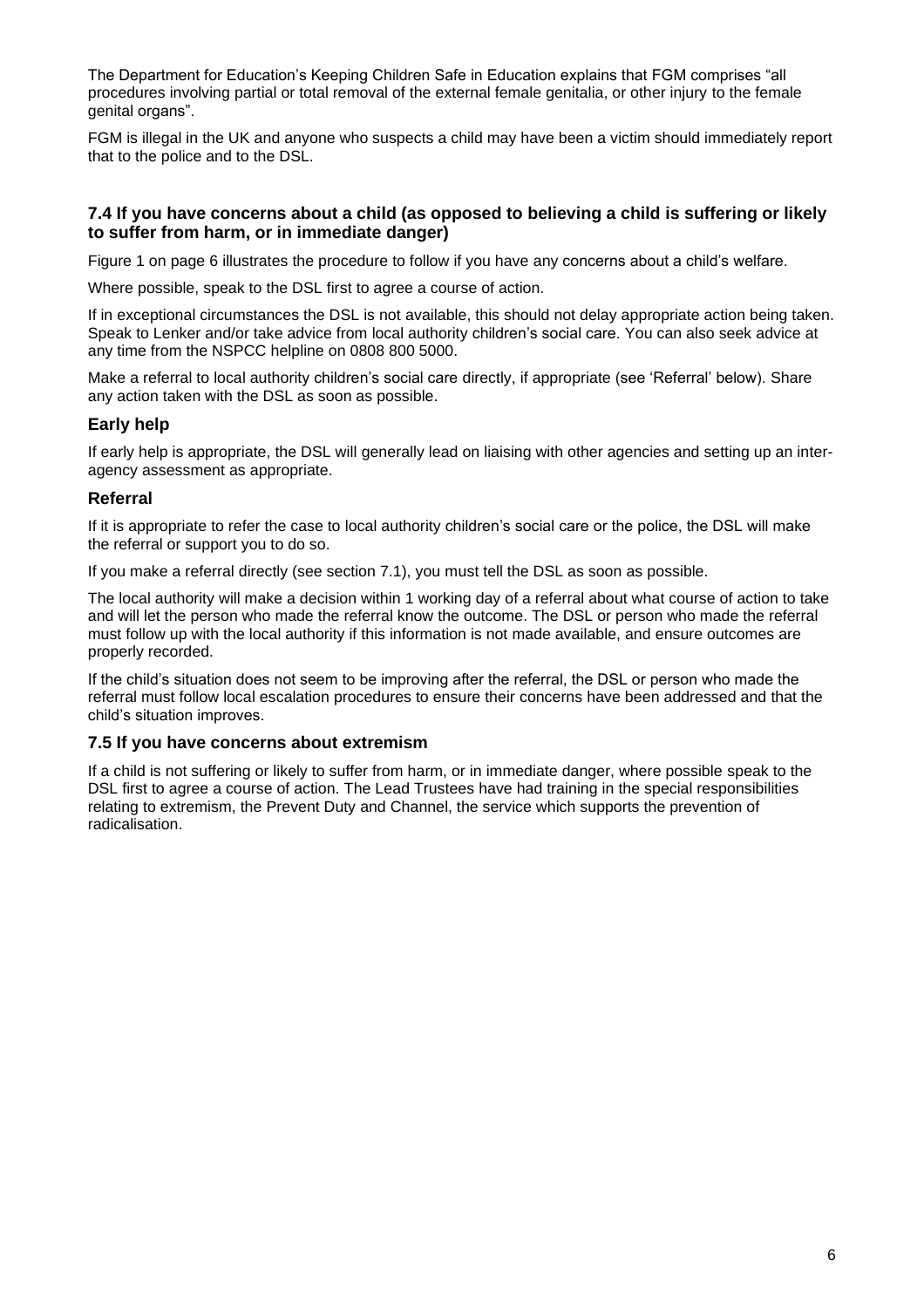The Department for Education's Keeping Children Safe in Education explains that FGM comprises "all procedures involving partial or total removal of the external female genitalia, or other injury to the female genital organs".

FGM is illegal in the UK and anyone who suspects a child may have been a victim should immediately report that to the police and to the DSL.

### 7.4 If you have concerns about a child (as opposed to believing a child is suffering or likely to suffer from harm, or in immediate danger)

Figure 1 on page 6 illustrates the procedure to follow if you have any concerns about a child's welfare.

Where possible, speak to the DSL first to agree a course of action.

If in exceptional circumstances the DSL is not available, this should not delay appropriate action being taken. Speak to Lenker and/or take advice from local authority children's social care. You can also seek advice at any time from the NSPCC helpline on 0808 800 5000.

Make a referral to local authority children's social care directly, if appropriate (see 'Referral' below). Share any action taken with the DSL as soon as possible.

#### Early help

If early help is appropriate, the DSL will generally lead on liaising with other agencies and setting up an inter-agency assessment as appropriate.

#### Referral

If it is appropriate to refer the case to local authority children's social care or the police, the DSL will make the referral or support you to do so.

If you make a referral directly (see section 7.1), you must tell the DSL as soon as possible.

The local authority will make a decision within 1 working day of a referral about what course of action to take and will let the person who made the referral know the outcome. The DSL or person who made the referral must follow up with the local authority if this information is not made available, and ensure outcomes are properly recorded.

If the child's situation does not seem to be improving after the referral, the DSL or person who made the referral must follow local escalation procedures to ensure their concerns have been addressed and that the child's situation improves.

### 7.5 If you have concerns about extremism

If a child is not suffering or likely to suffer from harm, or in immediate danger, where possible speak to the DSL first to agree a course of action. The Lead Trustees have had training in the special responsibilities relating to extremism, the Prevent Duty and Channel, the service which supports the prevention of radicalisation.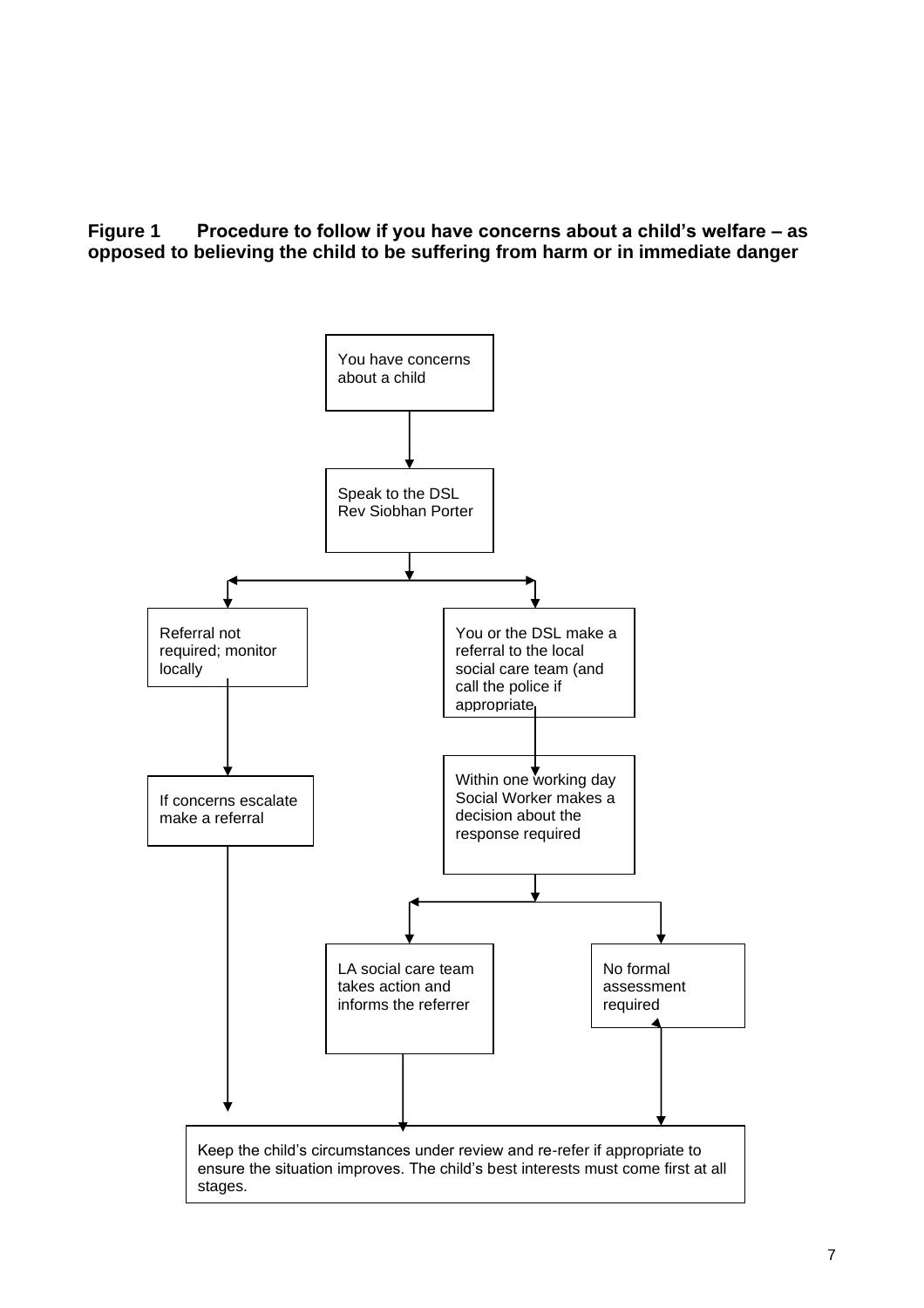**Figure 1 Procedure to follow if you have concerns about a child's welfare – as opposed to believing the child to be suffering from harm or in immediate danger**

You have concerns about a child

Speak to the DSL Rev Siobhan Porter

Referral not required; monitor locally

You or the DSL make a referral to the local social care team (and call the police if appropriate

If concerns escalate make a referral

Within one working day Social Worker makes a decision about the response required

LA social care team takes action and informs the referrer

No formal assessment required

Keep the child's circumstances under review and re-refer if appropriate to ensure the situation improves. The child's best interests must come first at all stages.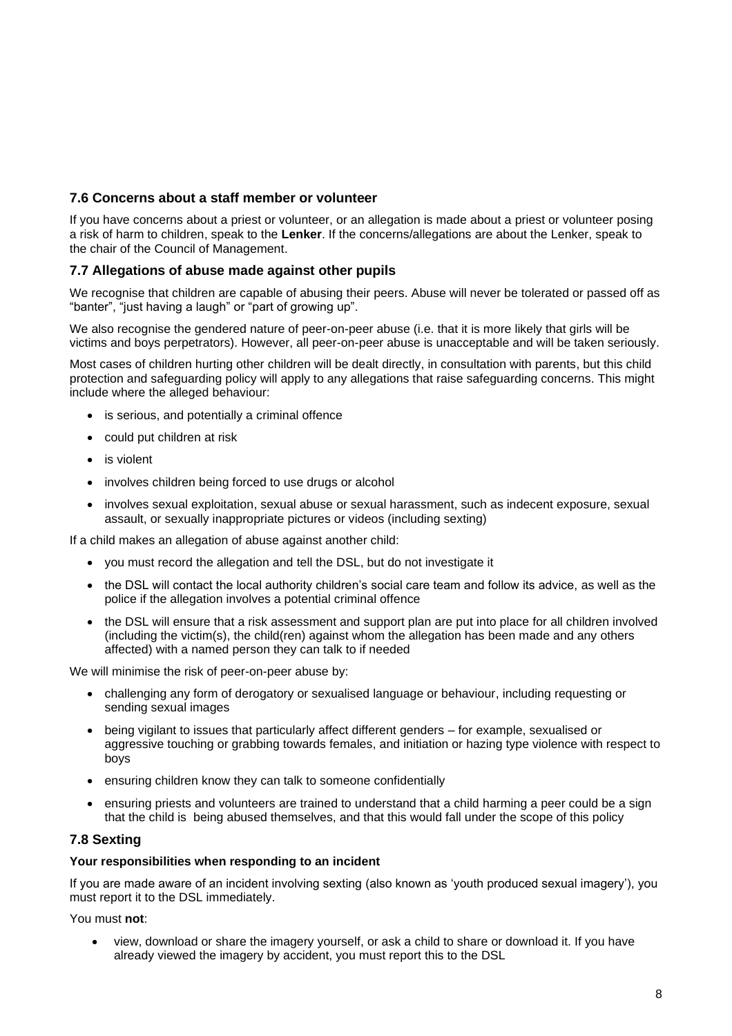### 7.6 Concerns about a staff member or volunteer

If you have concerns about a priest or volunteer, or an allegation is made about a priest or volunteer posing a risk of harm to children, speak to the **Lenker**. If the concerns/allegations are about the Lenker, speak to the chair of the Council of Management.

### 7.7 Allegations of abuse made against other pupils

We recognise that children are capable of abusing their peers. Abuse will never be tolerated or passed off as "banter", "just having a laugh" or "part of growing up".

We also recognise the gendered nature of peer-on-peer abuse (i.e. that it is more likely that girls will be victims and boys perpetrators). However, all peer-on-peer abuse is unacceptable and will be taken seriously.

Most cases of children hurting other children will be dealt directly, in consultation with parents, but this child protection and safeguarding policy will apply to any allegations that raise safeguarding concerns. This might include where the alleged behaviour:

- is serious, and potentially a criminal offence
- could put children at risk
- is violent
- involves children being forced to use drugs or alcohol
- involves sexual exploitation, sexual abuse or sexual harassment, such as indecent exposure, sexual assault, or sexually inappropriate pictures or videos (including sexting)

If a child makes an allegation of abuse against another child:

- you must record the allegation and tell the DSL, but do not investigate it
- the DSL will contact the local authority children's social care team and follow its advice, as well as the police if the allegation involves a potential criminal offence
- the DSL will ensure that a risk assessment and support plan are put into place for all children involved (including the victim(s), the child(ren) against whom the allegation has been made and any others affected) with a named person they can talk to if needed

We will minimise the risk of peer-on-peer abuse by:

- challenging any form of derogatory or sexualised language or behaviour, including requesting or sending sexual images
- being vigilant to issues that particularly affect different genders – for example, sexualised or aggressive touching or grabbing towards females, and initiation or hazing type violence with respect to boys
- ensuring children know they can talk to someone confidentially
- ensuring priests and volunteers are trained to understand that a child harming a peer could be a sign that the child is being abused themselves, and that this would fall under the scope of this policy

### 7.8 Sexting

**Your responsibilities when responding to an incident**

If you are made aware of an incident involving sexting (also known as 'youth produced sexual imagery'), you must report it to the DSL immediately.

You must **not**:

- view, download or share the imagery yourself, or ask a child to share or download it. If you have already viewed the imagery by accident, you must report this to the DSL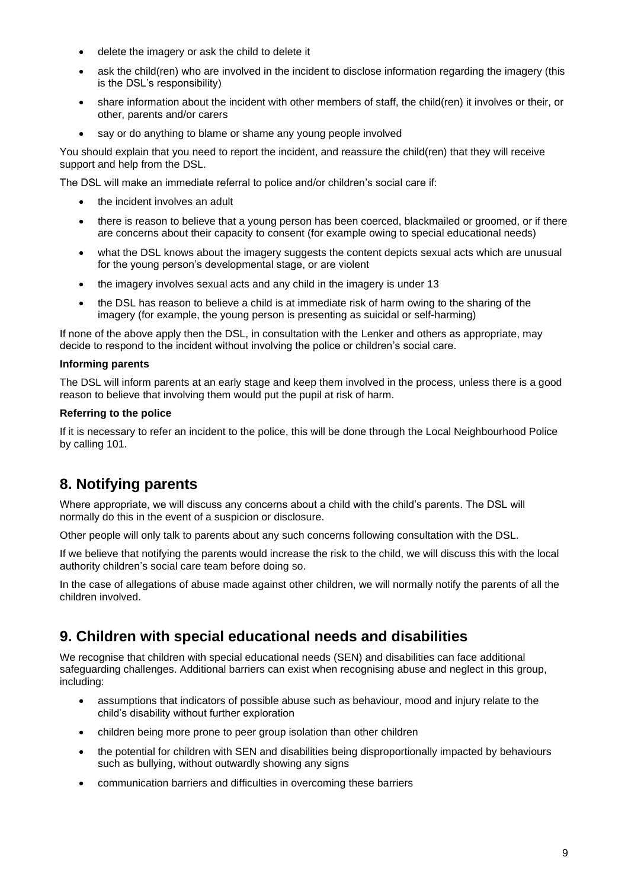- delete the imagery or ask the child to delete it
- ask the child(ren) who are involved in the incident to disclose information regarding the imagery (this is the DSL's responsibility)
- share information about the incident with other members of staff, the child(ren) it involves or their, or other, parents and/or carers
- say or do anything to blame or shame any young people involved

You should explain that you need to report the incident, and reassure the child(ren) that they will receive support and help from the DSL.

The DSL will make an immediate referral to police and/or children's social care if:

- the incident involves an adult
- there is reason to believe that a young person has been coerced, blackmailed or groomed, or if there are concerns about their capacity to consent (for example owing to special educational needs)
- what the DSL knows about the imagery suggests the content depicts sexual acts which are unusual for the young person's developmental stage, or are violent
- the imagery involves sexual acts and any child in the imagery is under 13
- the DSL has reason to believe a child is at immediate risk of harm owing to the sharing of the imagery (for example, the young person is presenting as suicidal or self-harming)

If none of the above apply then the DSL, in consultation with the Lenker and others as appropriate, may decide to respond to the incident without involving the police or children's social care.

**Informing parents**

The DSL will inform parents at an early stage and keep them involved in the process, unless there is a good reason to believe that involving them would put the pupil at risk of harm.

**Referring to the police**

If it is necessary to refer an incident to the police, this will be done through the Local Neighbourhood Police by calling 101.

## 8. Notifying parents

Where appropriate, we will discuss any concerns about a child with the child's parents. The DSL will normally do this in the event of a suspicion or disclosure.

Other people will only talk to parents about any such concerns following consultation with the DSL.

If we believe that notifying the parents would increase the risk to the child, we will discuss this with the local authority children's social care team before doing so.

In the case of allegations of abuse made against other children, we will normally notify the parents of all the children involved.

## 9. Children with special educational needs and disabilities

We recognise that children with special educational needs (SEN) and disabilities can face additional safeguarding challenges. Additional barriers can exist when recognising abuse and neglect in this group, including:

- assumptions that indicators of possible abuse such as behaviour, mood and injury relate to the child's disability without further exploration
- children being more prone to peer group isolation than other children
- the potential for children with SEN and disabilities being disproportionally impacted by behaviours such as bullying, without outwardly showing any signs
- communication barriers and difficulties in overcoming these barriers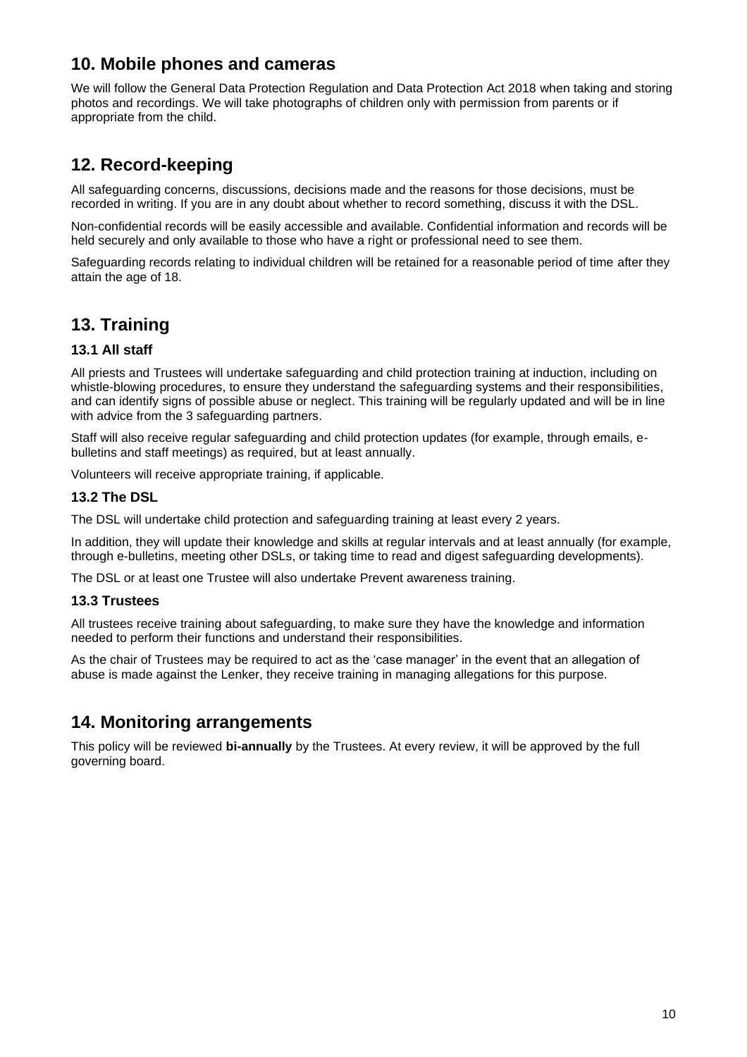## 10. Mobile phones and cameras

We will follow the General Data Protection Regulation and Data Protection Act 2018 when taking and storing photos and recordings. We will take photographs of children only with permission from parents or if appropriate from the child.

## 12. Record-keeping

All safeguarding concerns, discussions, decisions made and the reasons for those decisions, must be recorded in writing. If you are in any doubt about whether to record something, discuss it with the DSL.

Non-confidential records will be easily accessible and available. Confidential information and records will be held securely and only available to those who have a right or professional need to see them.

Safeguarding records relating to individual children will be retained for a reasonable period of time after they attain the age of 18.

## 13. Training

### 13.1 All staff

All priests and Trustees will undertake safeguarding and child protection training at induction, including on whistle-blowing procedures, to ensure they understand the safeguarding systems and their responsibilities, and can identify signs of possible abuse or neglect. This training will be regularly updated and will be in line with advice from the 3 safeguarding partners.

Staff will also receive regular safeguarding and child protection updates (for example, through emails, e-bulletins and staff meetings) as required, but at least annually.

Volunteers will receive appropriate training, if applicable.

### 13.2 The DSL

The DSL will undertake child protection and safeguarding training at least every 2 years.

In addition, they will update their knowledge and skills at regular intervals and at least annually (for example, through e-bulletins, meeting other DSLs, or taking time to read and digest safeguarding developments).

The DSL or at least one Trustee will also undertake Prevent awareness training.

### 13.3 Trustees

All trustees receive training about safeguarding, to make sure they have the knowledge and information needed to perform their functions and understand their responsibilities.

As the chair of Trustees may be required to act as the 'case manager' in the event that an allegation of abuse is made against the Lenker, they receive training in managing allegations for this purpose.

## 14. Monitoring arrangements

This policy will be reviewed **bi-annually** by the Trustees. At every review, it will be approved by the full governing board.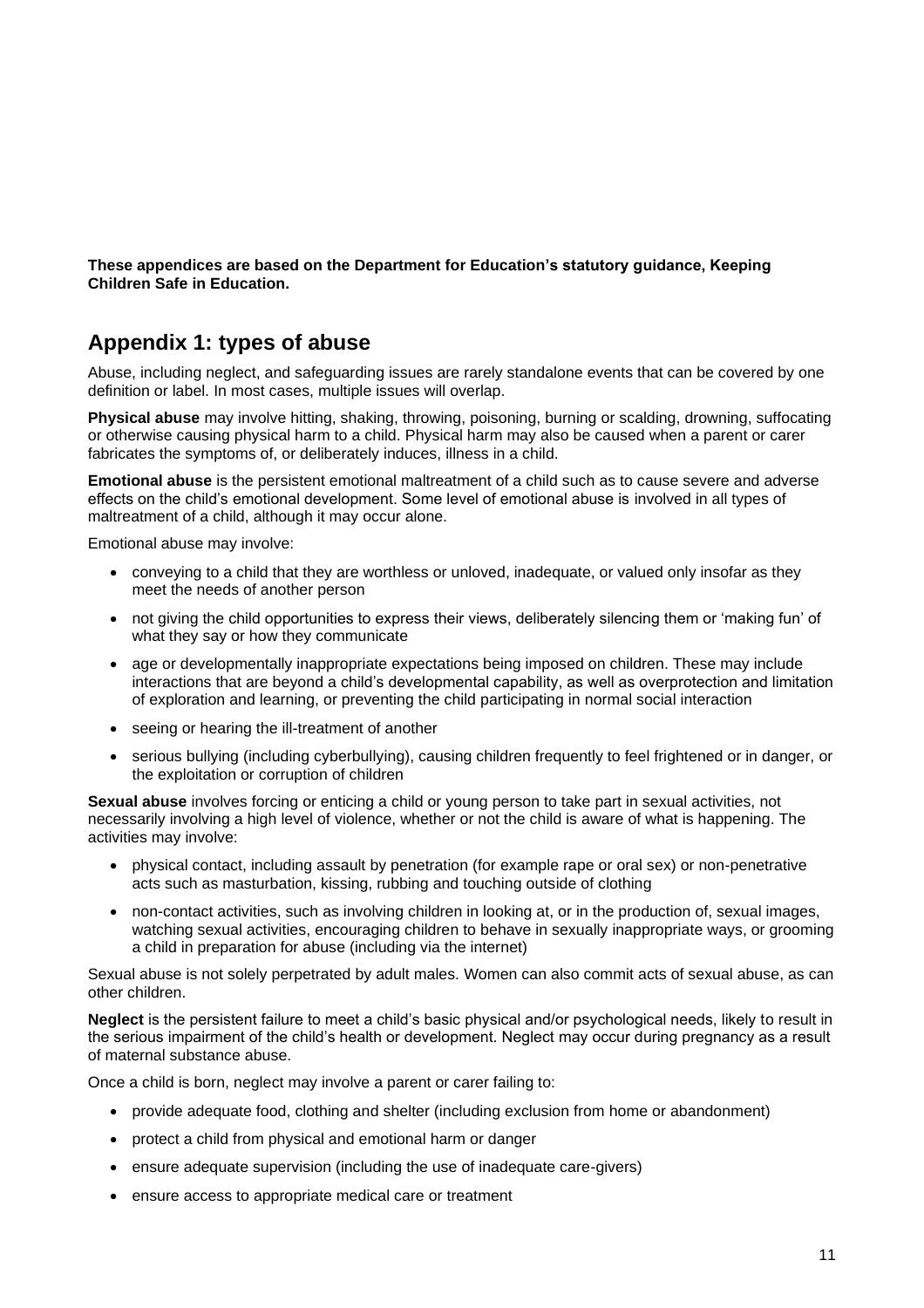**These appendices are based on the Department for Education's statutory guidance, Keeping Children Safe in Education.**

## Appendix 1: types of abuse

Abuse, including neglect, and safeguarding issues are rarely standalone events that can be covered by one definition or label. In most cases, multiple issues will overlap.

**Physical abuse** may involve hitting, shaking, throwing, poisoning, burning or scalding, drowning, suffocating or otherwise causing physical harm to a child. Physical harm may also be caused when a parent or carer fabricates the symptoms of, or deliberately induces, illness in a child.

**Emotional abuse** is the persistent emotional maltreatment of a child such as to cause severe and adverse effects on the child's emotional development. Some level of emotional abuse is involved in all types of maltreatment of a child, although it may occur alone.

Emotional abuse may involve:

- conveying to a child that they are worthless or unloved, inadequate, or valued only insofar as they meet the needs of another person
- not giving the child opportunities to express their views, deliberately silencing them or 'making fun' of what they say or how they communicate
- age or developmentally inappropriate expectations being imposed on children. These may include interactions that are beyond a child's developmental capability, as well as overprotection and limitation of exploration and learning, or preventing the child participating in normal social interaction
- seeing or hearing the ill-treatment of another
- serious bullying (including cyberbullying), causing children frequently to feel frightened or in danger, or the exploitation or corruption of children

**Sexual abuse** involves forcing or enticing a child or young person to take part in sexual activities, not necessarily involving a high level of violence, whether or not the child is aware of what is happening. The activities may involve:

- physical contact, including assault by penetration (for example rape or oral sex) or non-penetrative acts such as masturbation, kissing, rubbing and touching outside of clothing
- non-contact activities, such as involving children in looking at, or in the production of, sexual images, watching sexual activities, encouraging children to behave in sexually inappropriate ways, or grooming a child in preparation for abuse (including via the internet)

Sexual abuse is not solely perpetrated by adult males. Women can also commit acts of sexual abuse, as can other children.

**Neglect** is the persistent failure to meet a child's basic physical and/or psychological needs, likely to result in the serious impairment of the child's health or development. Neglect may occur during pregnancy as a result of maternal substance abuse.

Once a child is born, neglect may involve a parent or carer failing to:

- provide adequate food, clothing and shelter (including exclusion from home or abandonment)
- protect a child from physical and emotional harm or danger
- ensure adequate supervision (including the use of inadequate care-givers)
- ensure access to appropriate medical care or treatment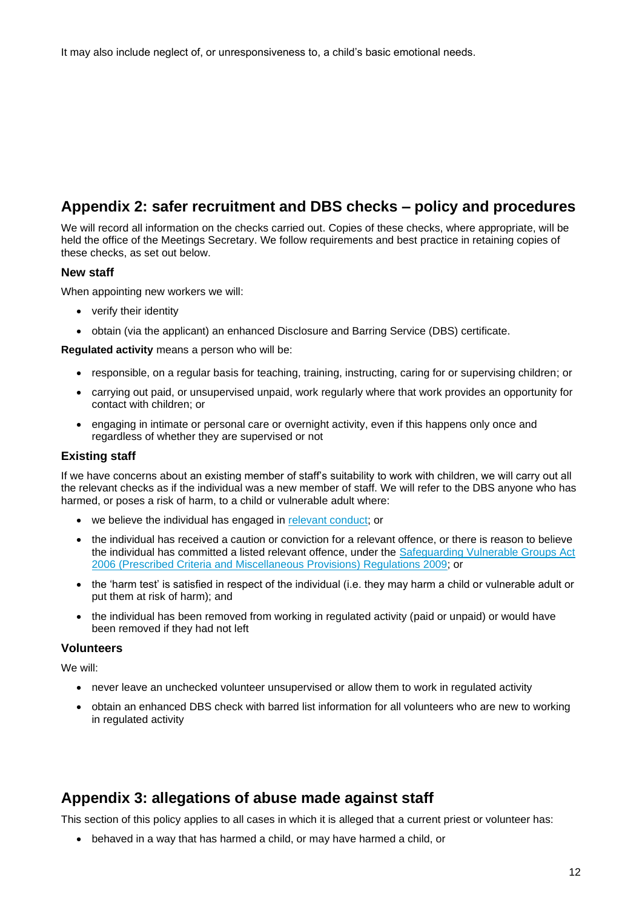It may also include neglect of, or unresponsiveness to, a child's basic emotional needs.

## Appendix 2: safer recruitment and DBS checks – policy and procedures

We will record all information on the checks carried out. Copies of these checks, where appropriate, will be held the office of the Meetings Secretary. We follow requirements and best practice in retaining copies of these checks, as set out below.

### New staff

When appointing new workers we will:

- verify their identity
- obtain (via the applicant) an enhanced Disclosure and Barring Service (DBS) certificate.

**Regulated activity** means a person who will be:

- responsible, on a regular basis for teaching, training, instructing, caring for or supervising children; or
- carrying out paid, or unsupervised unpaid, work regularly where that work provides an opportunity for contact with children; or
- engaging in intimate or personal care or overnight activity, even if this happens only once and regardless of whether they are supervised or not

### Existing staff

If we have concerns about an existing member of staff's suitability to work with children, we will carry out all the relevant checks as if the individual was a new member of staff. We will refer to the DBS anyone who has harmed, or poses a risk of harm, to a child or vulnerable adult where:

- we believe the individual has engaged in relevant conduct; or
- the individual has received a caution or conviction for a relevant offence, or there is reason to believe the individual has committed a listed relevant offence, under the Safeguarding Vulnerable Groups Act 2006 (Prescribed Criteria and Miscellaneous Provisions) Regulations 2009; or
- the 'harm test' is satisfied in respect of the individual (i.e. they may harm a child or vulnerable adult or put them at risk of harm); and
- the individual has been removed from working in regulated activity (paid or unpaid) or would have been removed if they had not left

### Volunteers

We will:

- never leave an unchecked volunteer unsupervised or allow them to work in regulated activity
- obtain an enhanced DBS check with barred list information for all volunteers who are new to working in regulated activity

## Appendix 3: allegations of abuse made against staff

This section of this policy applies to all cases in which it is alleged that a current priest or volunteer has:

- behaved in a way that has harmed a child, or may have harmed a child, or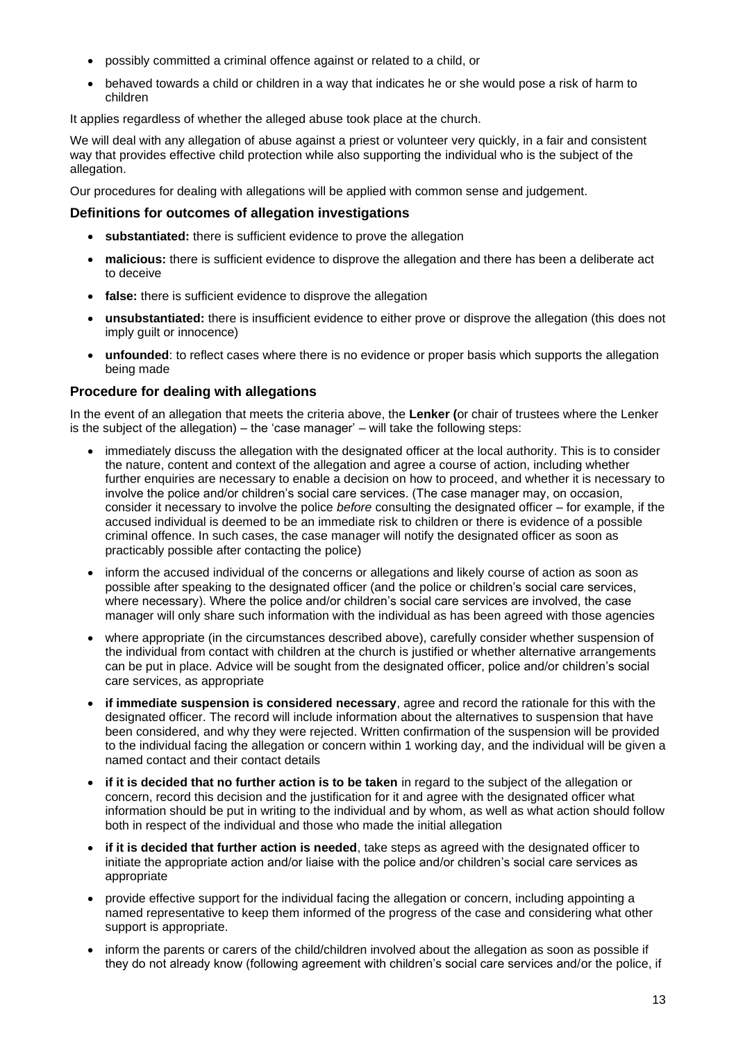- possibly committed a criminal offence against or related to a child, or
- behaved towards a child or children in a way that indicates he or she would pose a risk of harm to children

It applies regardless of whether the alleged abuse took place at the church.

We will deal with any allegation of abuse against a priest or volunteer very quickly, in a fair and consistent way that provides effective child protection while also supporting the individual who is the subject of the allegation.

Our procedures for dealing with allegations will be applied with common sense and judgement.

### Definitions for outcomes of allegation investigations

- **substantiated:** there is sufficient evidence to prove the allegation
- **malicious:** there is sufficient evidence to disprove the allegation and there has been a deliberate act to deceive
- **false:** there is sufficient evidence to disprove the allegation
- **unsubstantiated:** there is insufficient evidence to either prove or disprove the allegation (this does not imply guilt or innocence)
- **unfounded**: to reflect cases where there is no evidence or proper basis which supports the allegation being made

### Procedure for dealing with allegations

In the event of an allegation that meets the criteria above, the **Lenker (**or chair of trustees where the Lenker is the subject of the allegation) – the 'case manager' – will take the following steps:

- immediately discuss the allegation with the designated officer at the local authority. This is to consider the nature, content and context of the allegation and agree a course of action, including whether further enquiries are necessary to enable a decision on how to proceed, and whether it is necessary to involve the police and/or children's social care services. (The case manager may, on occasion, consider it necessary to involve the police *before* consulting the designated officer – for example, if the accused individual is deemed to be an immediate risk to children or there is evidence of a possible criminal offence. In such cases, the case manager will notify the designated officer as soon as practicably possible after contacting the police)
- inform the accused individual of the concerns or allegations and likely course of action as soon as possible after speaking to the designated officer (and the police or children's social care services, where necessary). Where the police and/or children's social care services are involved, the case manager will only share such information with the individual as has been agreed with those agencies
- where appropriate (in the circumstances described above), carefully consider whether suspension of the individual from contact with children at the church is justified or whether alternative arrangements can be put in place. Advice will be sought from the designated officer, police and/or children's social care services, as appropriate
- **if immediate suspension is considered necessary**, agree and record the rationale for this with the designated officer. The record will include information about the alternatives to suspension that have been considered, and why they were rejected. Written confirmation of the suspension will be provided to the individual facing the allegation or concern within 1 working day, and the individual will be given a named contact and their contact details
- **if it is decided that no further action is to be taken** in regard to the subject of the allegation or concern, record this decision and the justification for it and agree with the designated officer what information should be put in writing to the individual and by whom, as well as what action should follow both in respect of the individual and those who made the initial allegation
- **if it is decided that further action is needed**, take steps as agreed with the designated officer to initiate the appropriate action and/or liaise with the police and/or children's social care services as appropriate
- provide effective support for the individual facing the allegation or concern, including appointing a named representative to keep them informed of the progress of the case and considering what other support is appropriate.
- inform the parents or carers of the child/children involved about the allegation as soon as possible if they do not already know (following agreement with children's social care services and/or the police, if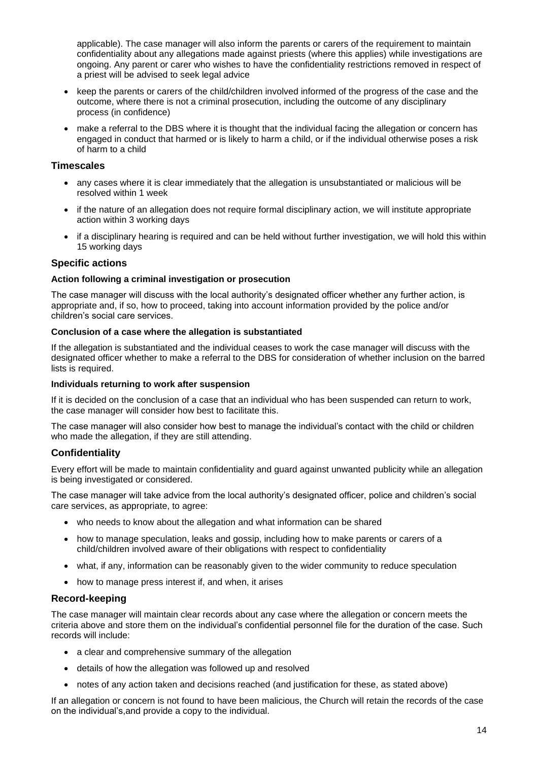applicable). The case manager will also inform the parents or carers of the requirement to maintain confidentiality about any allegations made against priests (where this applies) while investigations are ongoing. Any parent or carer who wishes to have the confidentiality restrictions removed in respect of a priest will be advised to seek legal advice

- keep the parents or carers of the child/children involved informed of the progress of the case and the outcome, where there is not a criminal prosecution, including the outcome of any disciplinary process (in confidence)
- make a referral to the DBS where it is thought that the individual facing the allegation or concern has engaged in conduct that harmed or is likely to harm a child, or if the individual otherwise poses a risk of harm to a child

### Timescales

- any cases where it is clear immediately that the allegation is unsubstantiated or malicious will be resolved within 1 week
- if the nature of an allegation does not require formal disciplinary action, we will institute appropriate action within 3 working days
- if a disciplinary hearing is required and can be held without further investigation, we will hold this within 15 working days

### Specific actions

#### Action following a criminal investigation or prosecution

The case manager will discuss with the local authority's designated officer whether any further action, is appropriate and, if so, how to proceed, taking into account information provided by the police and/or children's social care services.

#### Conclusion of a case where the allegation is substantiated

If the allegation is substantiated and the individual ceases to work the case manager will discuss with the designated officer whether to make a referral to the DBS for consideration of whether inclusion on the barred lists is required.

#### Individuals returning to work after suspension

If it is decided on the conclusion of a case that an individual who has been suspended can return to work, the case manager will consider how best to facilitate this.

The case manager will also consider how best to manage the individual's contact with the child or children who made the allegation, if they are still attending.

### Confidentiality

Every effort will be made to maintain confidentiality and guard against unwanted publicity while an allegation is being investigated or considered.

The case manager will take advice from the local authority's designated officer, police and children's social care services, as appropriate, to agree:

- who needs to know about the allegation and what information can be shared
- how to manage speculation, leaks and gossip, including how to make parents or carers of a child/children involved aware of their obligations with respect to confidentiality
- what, if any, information can be reasonably given to the wider community to reduce speculation
- how to manage press interest if, and when, it arises

### Record-keeping

The case manager will maintain clear records about any case where the allegation or concern meets the criteria above and store them on the individual's confidential personnel file for the duration of the case. Such records will include:

- a clear and comprehensive summary of the allegation
- details of how the allegation was followed up and resolved
- notes of any action taken and decisions reached (and justification for these, as stated above)

If an allegation or concern is not found to have been malicious, the Church will retain the records of the case on the individual's,and provide a copy to the individual.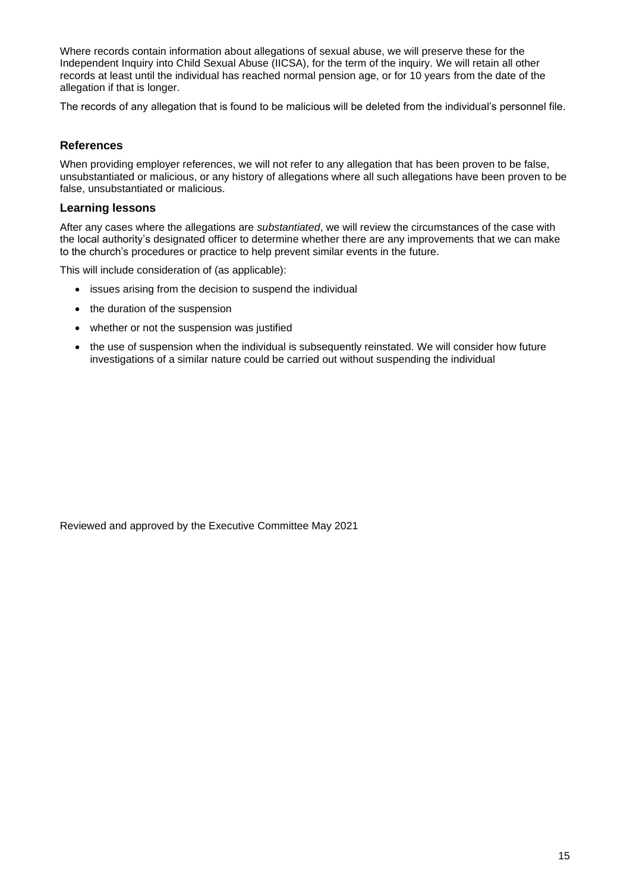Where records contain information about allegations of sexual abuse, we will preserve these for the Independent Inquiry into Child Sexual Abuse (IICSA), for the term of the inquiry. We will retain all other records at least until the individual has reached normal pension age, or for 10 years from the date of the allegation if that is longer.

The records of any allegation that is found to be malicious will be deleted from the individual's personnel file.

## References

When providing employer references, we will not refer to any allegation that has been proven to be false, unsubstantiated or malicious, or any history of allegations where all such allegations have been proven to be false, unsubstantiated or malicious.

## Learning lessons

After any cases where the allegations are *substantiated*, we will review the circumstances of the case with the local authority's designated officer to determine whether there are any improvements that we can make to the church's procedures or practice to help prevent similar events in the future.

This will include consideration of (as applicable):

- issues arising from the decision to suspend the individual
- the duration of the suspension
- whether or not the suspension was justified
- the use of suspension when the individual is subsequently reinstated. We will consider how future investigations of a similar nature could be carried out without suspending the individual

Reviewed and approved by the Executive Committee May 2021